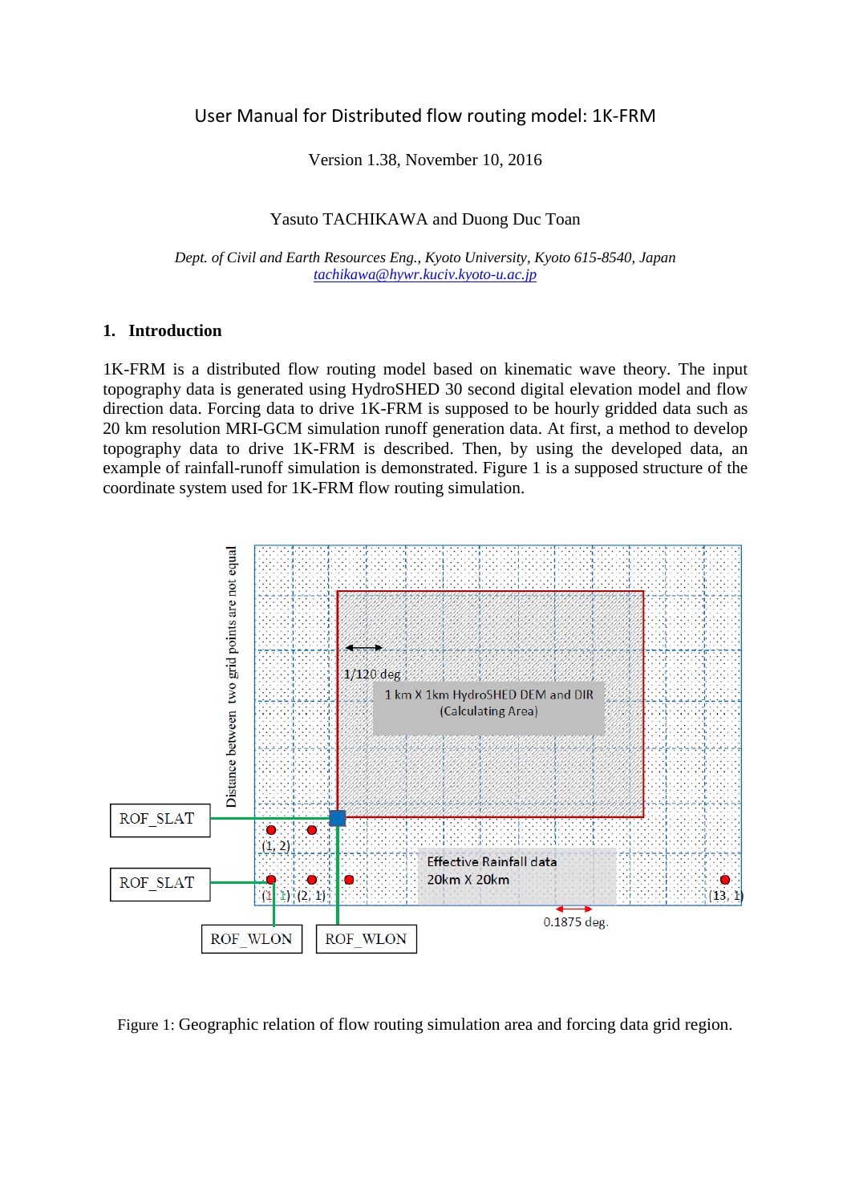# User Manual for Distributed flow routing model: 1K-FRM

Version 1.38, November 10, 2016

Yasuto TACHIKAWA and Duong Duc Toan

*Dept. of Civil and Earth Resources Eng., Kyoto University, Kyoto 615-8540, Japan*
tachikawa@hywr.kuciv.kyoto-u.ac.jp

## 1. Introduction

1K-FRM is a distributed flow routing model based on kinematic wave theory. The input topography data is generated using HydroSHED 30 second digital elevation model and flow direction data. Forcing data to drive 1K-FRM is supposed to be hourly gridded data such as 20 km resolution MRI-GCM simulation runoff generation data. At first, a method to develop topography data to drive 1K-FRM is described. Then, by using the developed data, an example of rainfall-runoff simulation is demonstrated. Figure 1 is a supposed structure of the coordinate system used for 1K-FRM flow routing simulation.

Figure 1: Geographic relation of flow routing simulation area and forcing data grid region.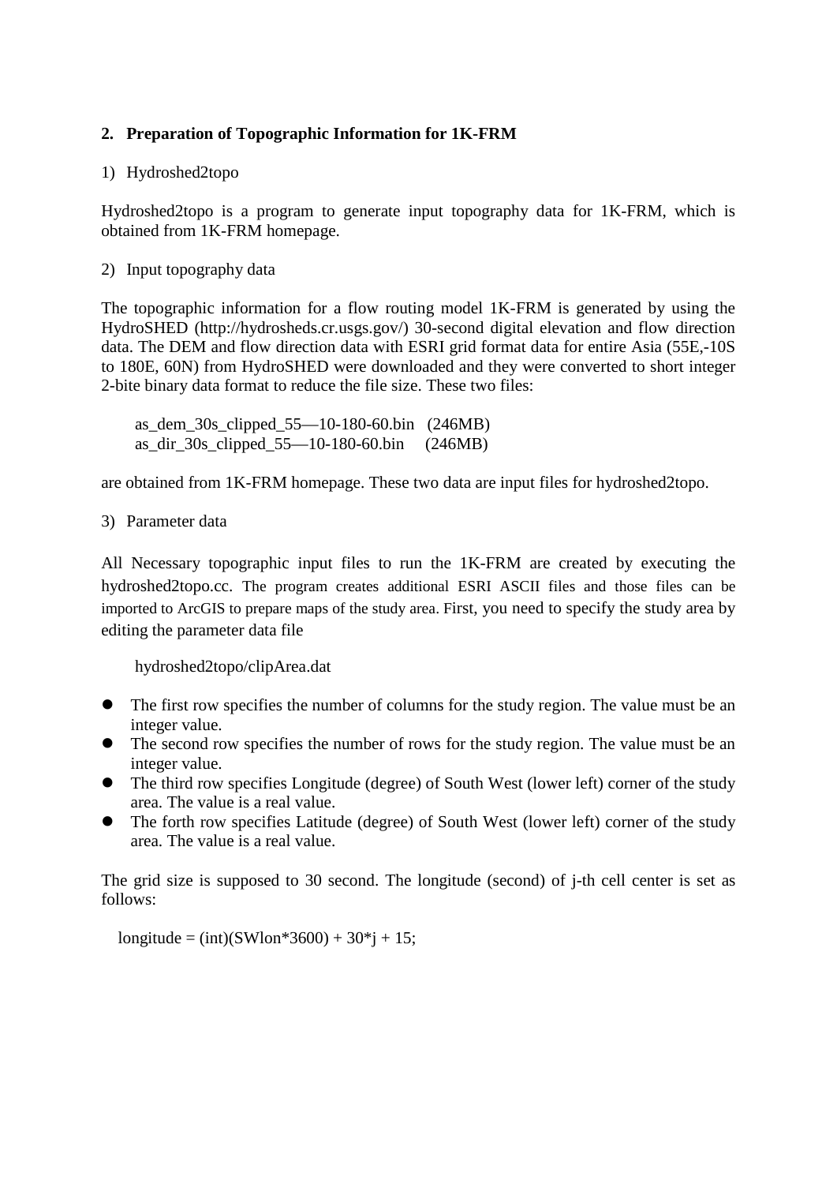## 2. Preparation of Topographic Information for 1K-FRM

1) Hydroshed2topo

Hydroshed2topo is a program to generate input topography data for 1K-FRM, which is obtained from 1K-FRM homepage.

2) Input topography data

The topographic information for a flow routing model 1K-FRM is generated by using the HydroSHED (http://hydrosheds.cr.usgs.gov/) 30-second digital elevation and flow direction data. The DEM and flow direction data with ESRI grid format data for entire Asia (55E,-10S to 180E, 60N) from HydroSHED were downloaded and they were converted to short integer 2-bite binary data format to reduce the file size. These two files:

as_dem_30s_clipped_55—10-180-60.bin (246MB)
as_dir_30s_clipped_55—10-180-60.bin (246MB)

are obtained from 1K-FRM homepage. These two data are input files for hydroshed2topo.

3) Parameter data

All Necessary topographic input files to run the 1K-FRM are created by executing the hydroshed2topo.cc. The program creates additional ESRI ASCII files and those files can be imported to ArcGIS to prepare maps of the study area. First, you need to specify the study area by editing the parameter data file

hydroshed2topo/clipArea.dat

- The first row specifies the number of columns for the study region. The value must be an integer value.
- The second row specifies the number of rows for the study region. The value must be an integer value.
- The third row specifies Longitude (degree) of South West (lower left) corner of the study area. The value is a real value.
- The forth row specifies Latitude (degree) of South West (lower left) corner of the study area. The value is a real value.

The grid size is supposed to 30 second. The longitude (second) of j-th cell center is set as follows:

```
longitude = (int)(SWlon*3600) + 30*j + 15;
```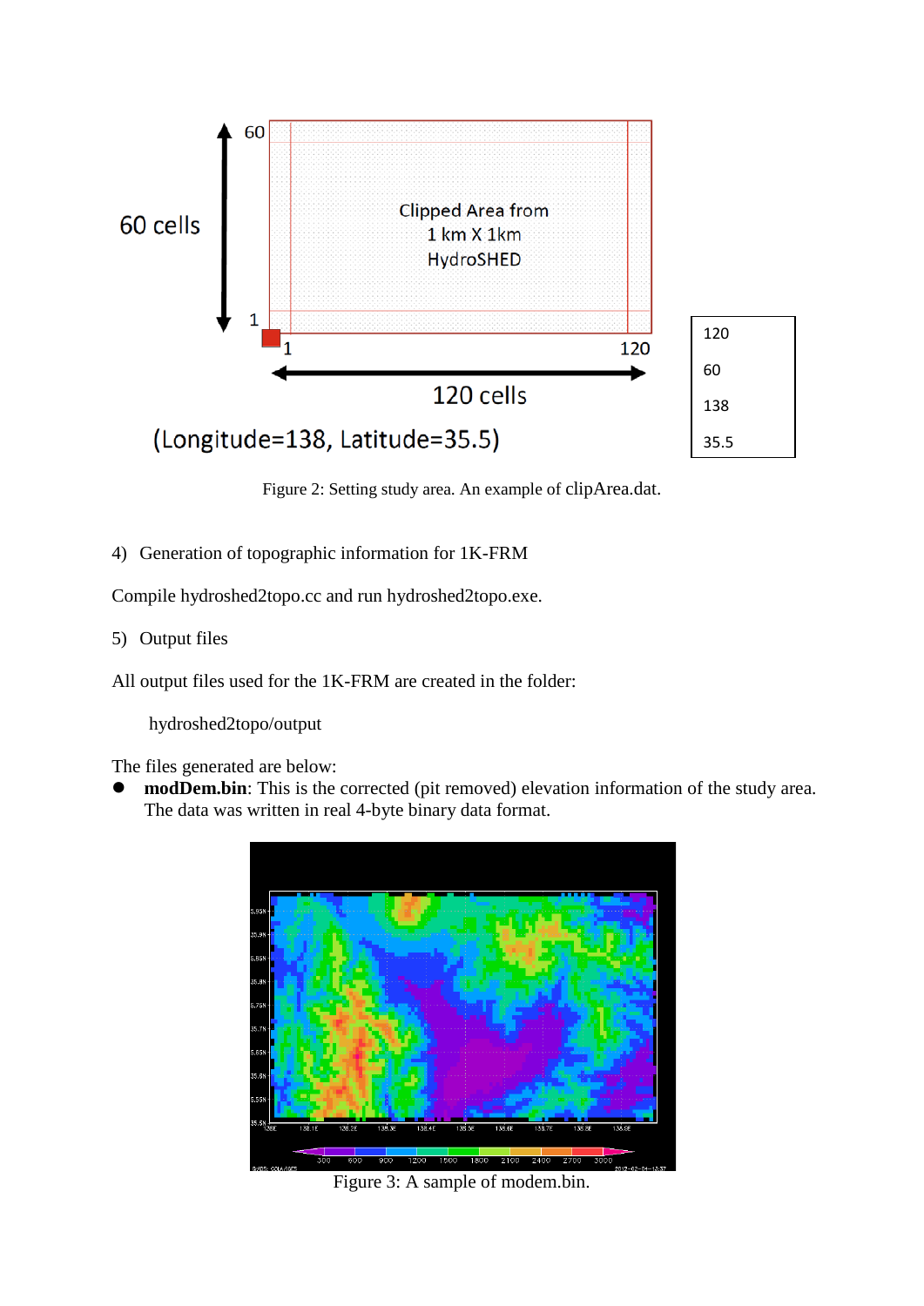Figure 2: Setting study area. An example of clipArea.dat.

4) Generation of topographic information for 1K-FRM

Compile hydroshed2topo.cc and run hydroshed2topo.exe.

5) Output files

All output files used for the 1K-FRM are created in the folder:

hydroshed2topo/output

The files generated are below:

- **modDem.bin**: This is the corrected (pit removed) elevation information of the study area. The data was written in real 4-byte binary data format.

Figure 3: A sample of modem.bin.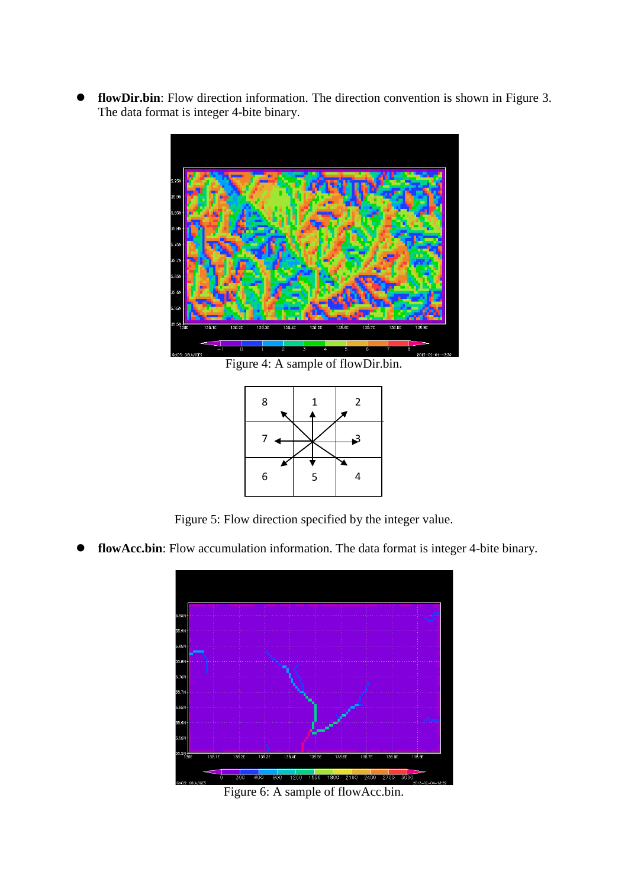- **flowDir.bin**: Flow direction information. The direction convention is shown in Figure 3. The data format is integer 4-bite binary.

Figure 4: A sample of flowDir.bin.

Figure 5: Flow direction specified by the integer value.

- **flowAcc.bin**: Flow accumulation information. The data format is integer 4-bite binary.

Figure 6: A sample of flowAcc.bin.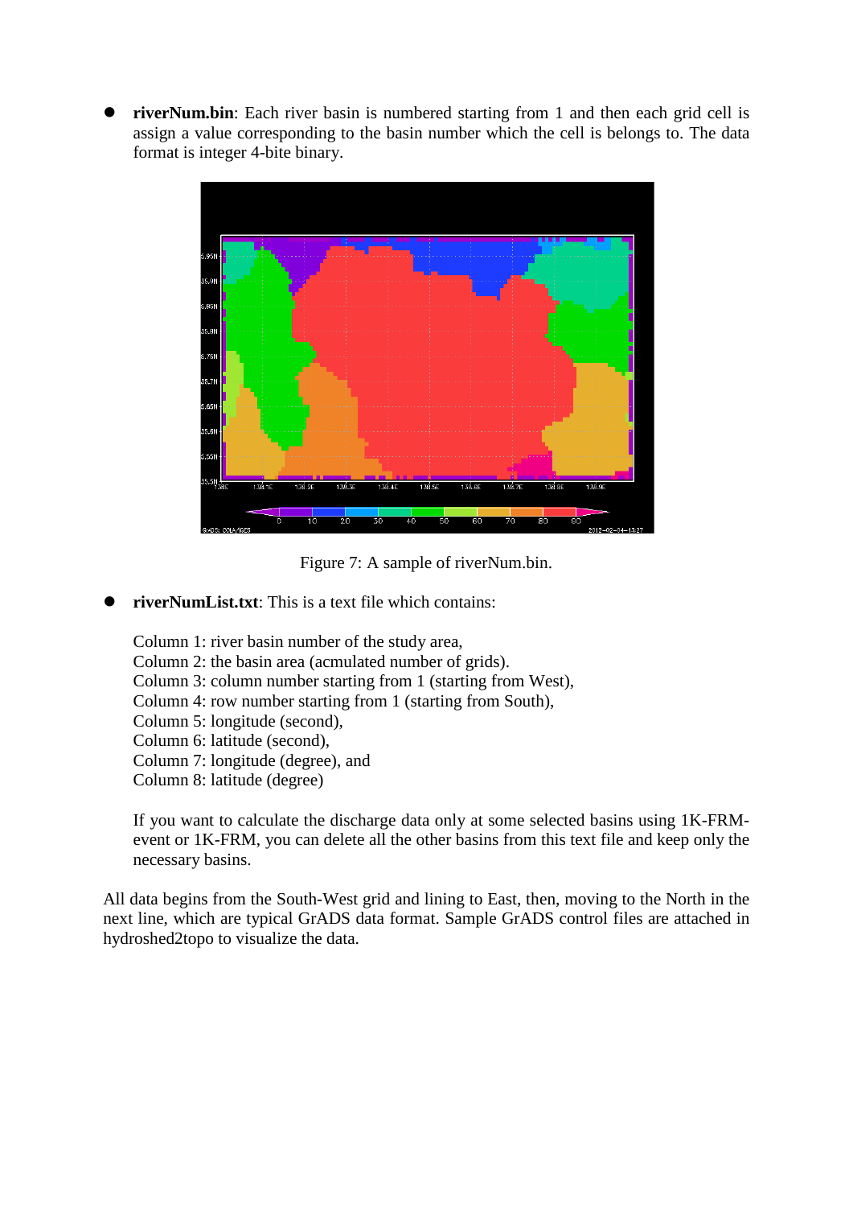- **riverNum.bin**: Each river basin is numbered starting from 1 and then each grid cell is assign a value corresponding to the basin number which the cell is belongs to. The data format is integer 4-bite binary.

Figure 7: A sample of riverNum.bin.

- **riverNumList.txt**: This is a text file which contains:

  Column 1: river basin number of the study area,
  Column 2: the basin area (acmulated number of grids),
  Column 3: column number starting from 1 (starting from West),
  Column 4: row number starting from 1 (starting from South),
  Column 5: longitude (second),
  Column 6: latitude (second),
  Column 7: longitude (degree), and
  Column 8: latitude (degree)

  If you want to calculate the discharge data only at some selected basins using 1K-FRM-event or 1K-FRM, you can delete all the other basins from this text file and keep only the necessary basins.

All data begins from the South-West grid and lining to East, then, moving to the North in the next line, which are typical GrADS data format. Sample GrADS control files are attached in hydroshed2topo to visualize the data.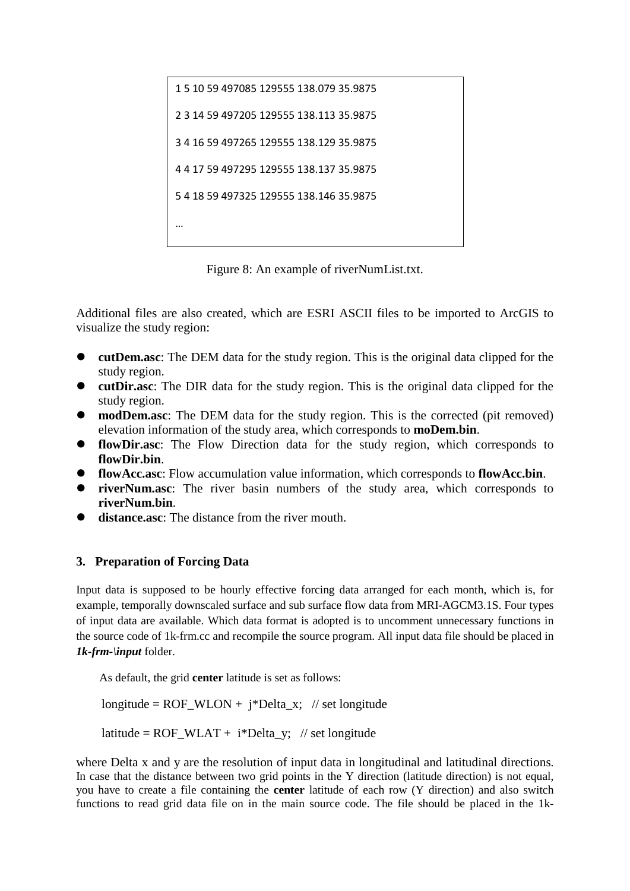```
1 5 10 59 497085 129555 138.079 35.9875

2 3 14 59 497205 129555 138.113 35.9875

3 4 16 59 497265 129555 138.129 35.9875

4 4 17 59 497295 129555 138.137 35.9875

5 4 18 59 497325 129555 138.146 35.9875

…
```

Figure 8: An example of riverNumList.txt.

Additional files are also created, which are ESRI ASCII files to be imported to ArcGIS to visualize the study region:

- **cutDem.asc**: The DEM data for the study region. This is the original data clipped for the study region.
- **cutDir.asc**: The DIR data for the study region. This is the original data clipped for the study region.
- **modDem.asc**: The DEM data for the study region. This is the corrected (pit removed) elevation information of the study area, which corresponds to **moDem.bin**.
- **flowDir.asc**: The Flow Direction data for the study region, which corresponds to **flowDir.bin**.
- **flowAcc.asc**: Flow accumulation value information, which corresponds to **flowAcc.bin**.
- **riverNum.asc**: The river basin numbers of the study area, which corresponds to **riverNum.bin**.
- **distance.asc**: The distance from the river mouth.

## 3. Preparation of Forcing Data

Input data is supposed to be hourly effective forcing data arranged for each month, which is, for example, temporally downscaled surface and sub surface flow data from MRI-AGCM3.1S. Four types of input data are available. Which data format is adopted is to uncomment unnecessary functions in the source code of 1k-frm.cc and recompile the source program. All input data file should be placed in ***1k-frm-\input*** folder.

As default, the grid **center** latitude is set as follows:

```
longitude = ROF_WLON +  j*Delta_x;   // set longitude

latitude = ROF_WLAT +  i*Delta_y;   // set longitude
```

where Delta x and y are the resolution of input data in longitudinal and latitudinal directions. In case that the distance between two grid points in the Y direction (latitude direction) is not equal, you have to create a file containing the **center** latitude of each row (Y direction) and also switch functions to read grid data file on in the main source code. The file should be placed in the 1k-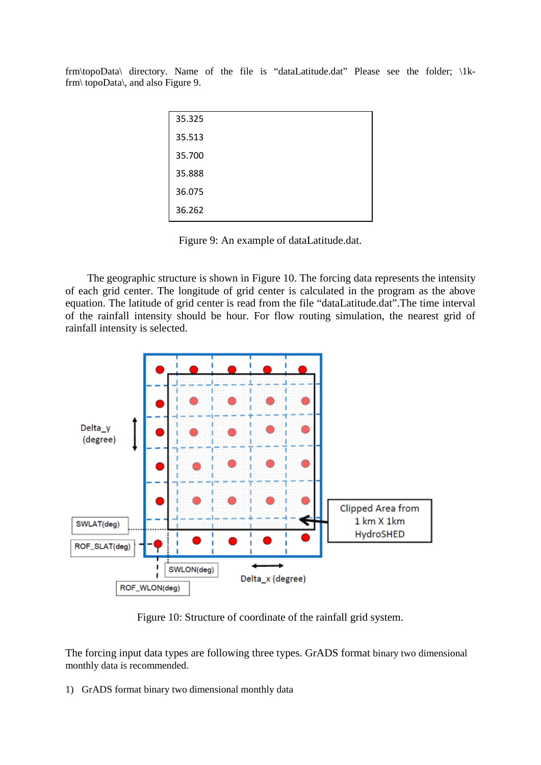frm\topoData\ directory. Name of the file is “dataLatitude.dat” Please see the folder; \1k-frm\ topoData\, and also Figure 9.

```
35.325
35.513
35.700
35.888
36.075
36.262
```

Figure 9: An example of dataLatitude.dat.

The geographic structure is shown in Figure 10. The forcing data represents the intensity of each grid center. The longitude of grid center is calculated in the program as the above equation. The latitude of grid center is read from the file “dataLatitude.dat”.The time interval of the rainfall intensity should be hour. For flow routing simulation, the nearest grid of rainfall intensity is selected.

Figure 10: Structure of coordinate of the rainfall grid system.

The forcing input data types are following three types. GrADS format binary two dimensional monthly data is recommended.

1) GrADS format binary two dimensional monthly data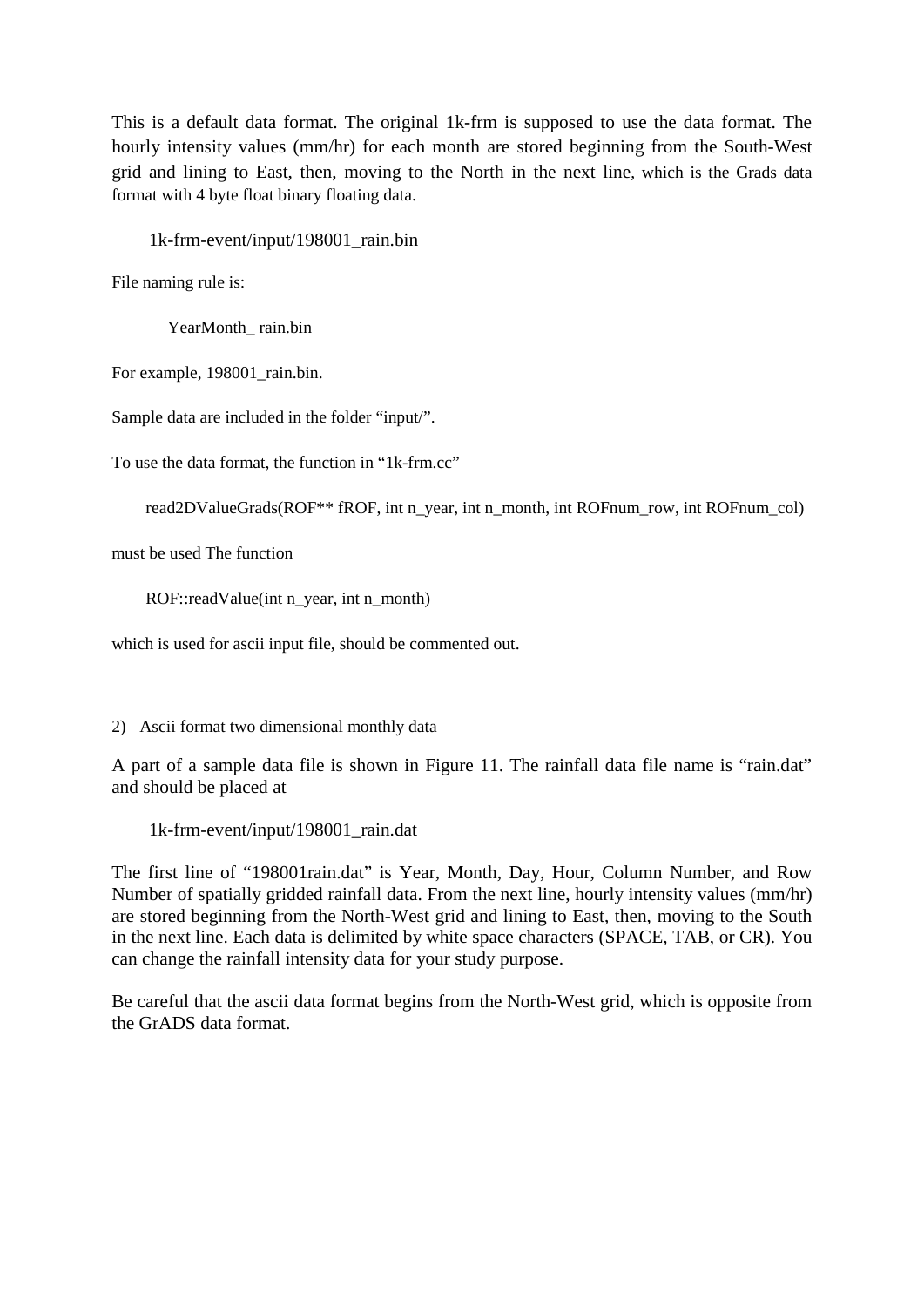This is a default data format. The original 1k-frm is supposed to use the data format. The hourly intensity values (mm/hr) for each month are stored beginning from the South-West grid and lining to East, then, moving to the North in the next line, which is the Grads data format with 4 byte float binary floating data.

1k-frm-event/input/198001_rain.bin

File naming rule is:

YearMonth_ rain.bin

For example, 198001_rain.bin.

Sample data are included in the folder “input/”.

To use the data format, the function in “1k-frm.cc”

read2DValueGrads(ROF** fROF, int n_year, int n_month, int ROFnum_row, int ROFnum_col)

must be used The function

ROF::readValue(int n_year, int n_month)

which is used for ascii input file, should be commented out.

2) Ascii format two dimensional monthly data

A part of a sample data file is shown in Figure 11. The rainfall data file name is “rain.dat” and should be placed at

1k-frm-event/input/198001_rain.dat

The first line of “198001rain.dat” is Year, Month, Day, Hour, Column Number, and Row Number of spatially gridded rainfall data. From the next line, hourly intensity values (mm/hr) are stored beginning from the North-West grid and lining to East, then, moving to the South in the next line. Each data is delimited by white space characters (SPACE, TAB, or CR). You can change the rainfall intensity data for your study purpose.

Be careful that the ascii data format begins from the North-West grid, which is opposite from the GrADS data format.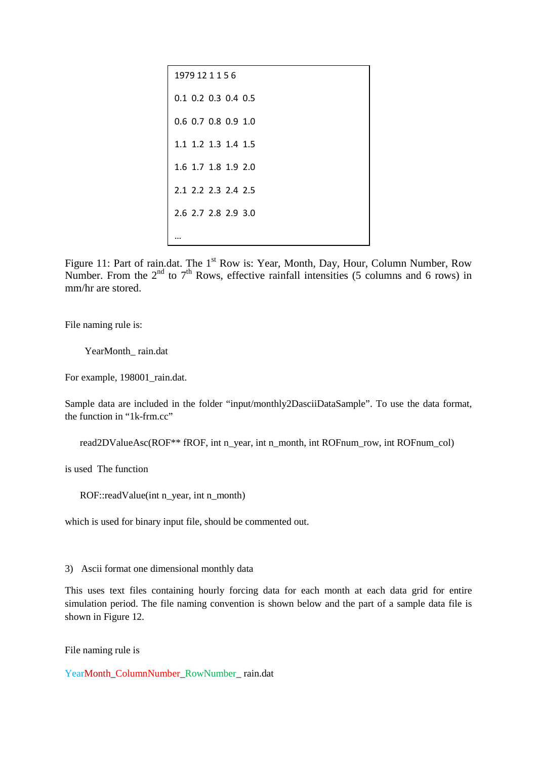```
1979 12 1 1 5 6
0.1 0.2 0.3 0.4 0.5
0.6 0.7 0.8 0.9 1.0
1.1 1.2 1.3 1.4 1.5
1.6 1.7 1.8 1.9 2.0
2.1 2.2 2.3 2.4 2.5
2.6 2.7 2.8 2.9 3.0
…
```

Figure 11: Part of rain.dat. The 1st Row is: Year, Month, Day, Hour, Column Number, Row Number. From the 2nd to 7th Rows, effective rainfall intensities (5 columns and 6 rows) in mm/hr are stored.

File naming rule is:

YearMonth_ rain.dat

For example, 198001_rain.dat.

Sample data are included in the folder "input/monthly2DasciiDataSample". To use the data format, the function in "1k-frm.cc"

```
read2DValueAsc(ROF** fROF, int n_year, int n_month, int ROFnum_row, int ROFnum_col)
```

is used The function

```
ROF::readValue(int n_year, int n_month)
```

which is used for binary input file, should be commented out.

3) Ascii format one dimensional monthly data

This uses text files containing hourly forcing data for each month at each data grid for entire simulation period. The file naming convention is shown below and the part of a sample data file is shown in Figure 12.

File naming rule is

YearMonth_ColumnNumber_RowNumber_ rain.dat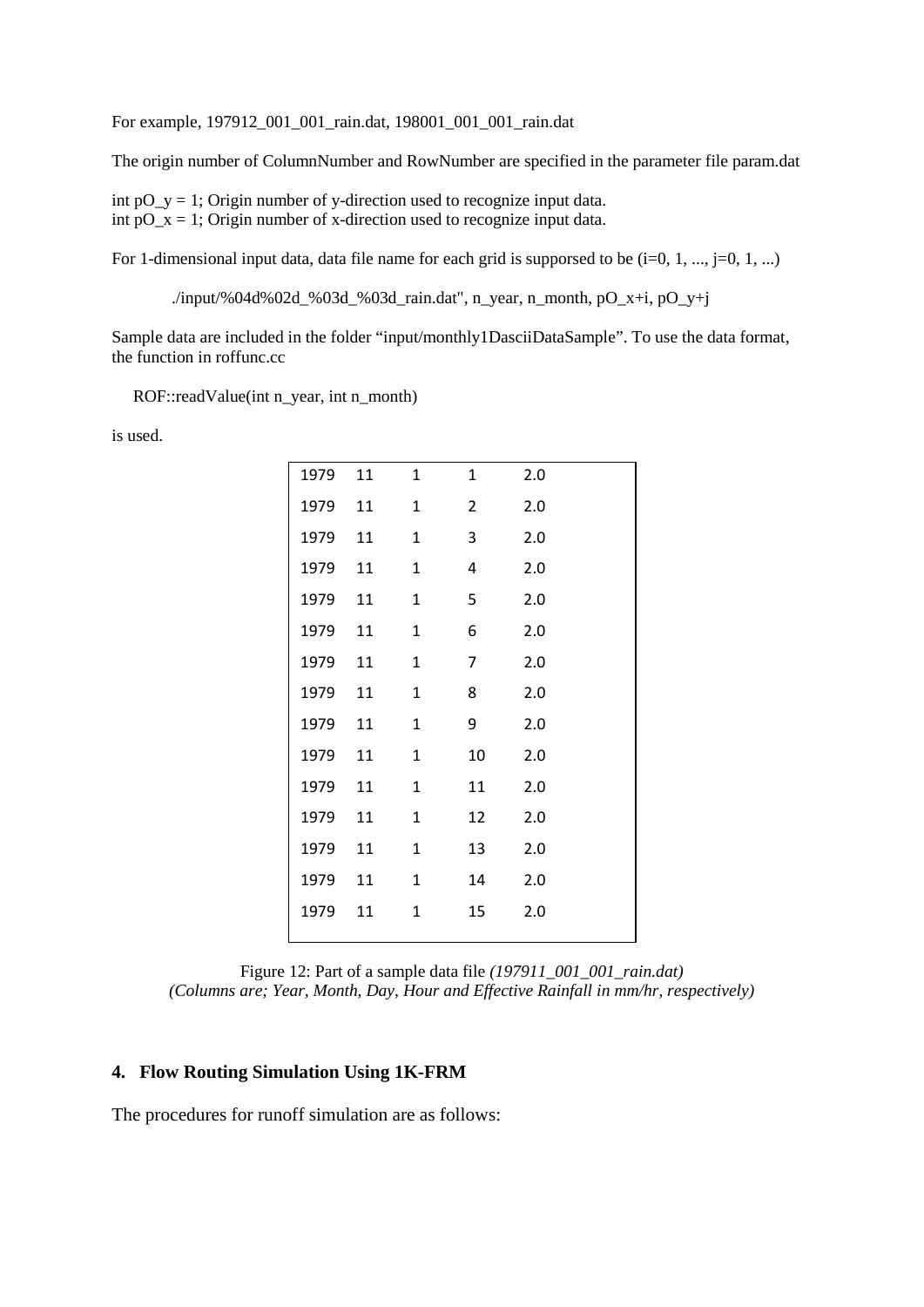For example, 197912_001_001_rain.dat, 198001_001_001_rain.dat

The origin number of ColumnNumber and RowNumber are specified in the parameter file param.dat

int pO_y = 1; Origin number of y-direction used to recognize input data.
int pO_x = 1; Origin number of x-direction used to recognize input data.

For 1-dimensional input data, data file name for each grid is supporsed to be (i=0, 1, ..., j=0, 1, ...)

```
./input/%04d%02d_%03d_%03d_rain.dat", n_year, n_month, pO_x+i, pO_y+j
```

Sample data are included in the folder "input/monthly1DasciiDataSample". To use the data format, the function in roffunc.cc

```
ROF::readValue(int n_year, int n_month)
```

is used.

```
1979  11  1  1   2.0
1979  11  1  2   2.0
1979  11  1  3   2.0
1979  11  1  4   2.0
1979  11  1  5   2.0
1979  11  1  6   2.0
1979  11  1  7   2.0
1979  11  1  8   2.0
1979  11  1  9   2.0
1979  11  1  10  2.0
1979  11  1  11  2.0
1979  11  1  12  2.0
1979  11  1  13  2.0
1979  11  1  14  2.0
1979  11  1  15  2.0
```

Figure 12: Part of a sample data file *(197911_001_001_rain.dat)*
*(Columns are; Year, Month, Day, Hour and Effective Rainfall in mm/hr, respectively)*

## 4. Flow Routing Simulation Using 1K-FRM

The procedures for runoff simulation are as follows: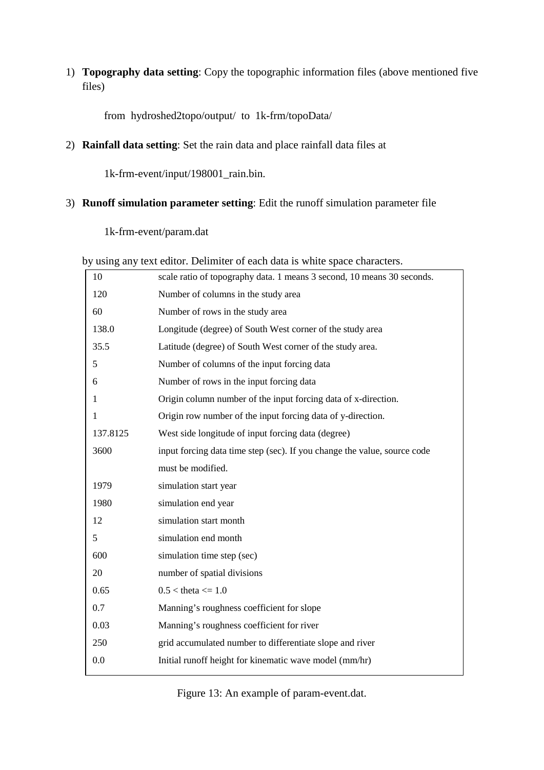1) **Topography data setting**: Copy the topographic information files (above mentioned five files)

    from hydroshed2topo/output/ to 1k-frm/topoData/

2) **Rainfall data setting**: Set the rain data and place rainfall data files at

    1k-frm-event/input/198001_rain.bin.

3) **Runoff simulation parameter setting**: Edit the runoff simulation parameter file

    1k-frm-event/param.dat

    by using any text editor. Delimiter of each data is white space characters.

| | |
|---|---|
| 10 | scale ratio of topography data. 1 means 3 second, 10 means 30 seconds. |
| 120 | Number of columns in the study area |
| 60 | Number of rows in the study area |
| 138.0 | Longitude (degree) of South West corner of the study area |
| 35.5 | Latitude (degree) of South West corner of the study area. |
| 5 | Number of columns of the input forcing data |
| 6 | Number of rows in the input forcing data |
| 1 | Origin column number of the input forcing data of x-direction. |
| 1 | Origin row number of the input forcing data of y-direction. |
| 137.8125 | West side longitude of input forcing data (degree) |
| 3600 | input forcing data time step (sec). If you change the value, source code must be modified. |
| 1979 | simulation start year |
| 1980 | simulation end year |
| 12 | simulation start month |
| 5 | simulation end month |
| 600 | simulation time step (sec) |
| 20 | number of spatial divisions |
| 0.65 | 0.5 < theta <= 1.0 |
| 0.7 | Manning's roughness coefficient for slope |
| 0.03 | Manning's roughness coefficient for river |
| 250 | grid accumulated number to differentiate slope and river |
| 0.0 | Initial runoff height for kinematic wave model (mm/hr) |

Figure 13: An example of param-event.dat.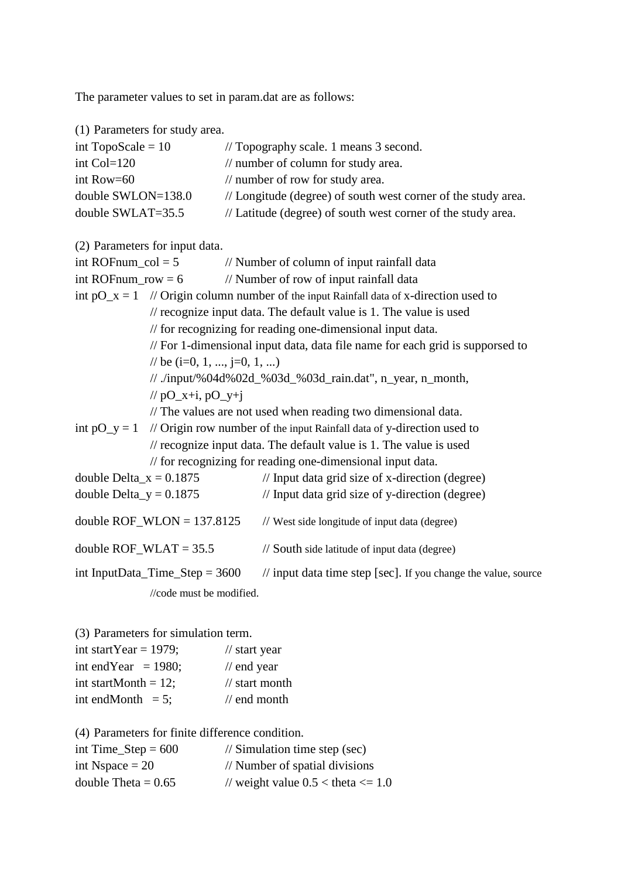The parameter values to set in param.dat are as follows:

(1) Parameters for study area.

```
int TopoScale = 10          // Topography scale. 1 means 3 second.
int Col=120                 // number of column for study area.
int Row=60                  // number of row for study area.
double SWLON=138.0          // Longitude (degree) of south west corner of the study area.
double SWLAT=35.5           // Latitude (degree) of south west corner of the study area.
```

(2) Parameters for input data.

```
int ROFnum_col = 5          // Number of column of input rainfall data
int ROFnum_row = 6          // Number of row of input rainfall data
int pO_x = 1   // Origin column number of the input Rainfall data of x-direction used to
               // recognize input data. The default value is 1. The value is used
               // for recognizing for reading one-dimensional input data.
               // For 1-dimensional input data, data file name for each grid is supporsed to
               // be (i=0, 1, ..., j=0, 1, ...)
               // ./input/%04d%02d_%03d_%03d_rain.dat", n_year, n_month,
               // pO_x+i, pO_y+j
               // The values are not used when reading two dimensional data.
int pO_y = 1   // Origin row number of the input Rainfall data of y-direction used to
               // recognize input data. The default value is 1. The value is used
               // for recognizing for reading one-dimensional input data.
double Delta_x = 0.1875           // Input data grid size of x-direction (degree)
double Delta_y = 0.1875           // Input data grid size of y-direction (degree)

double ROF_WLON = 137.8125        // West side longitude of input data (degree)

double ROF_WLAT = 35.5            // South side latitude of input data (degree)

int InputData_Time_Step = 3600    // input data time step [sec]. If you change the value, source
               //code must be modified.
```

(3) Parameters for simulation term.

```
int startYear = 1979;       // start year
int endYear   = 1980;       // end year
int startMonth = 12;        // start month
int endMonth   = 5;         // end month
```

(4) Parameters for finite difference condition.

```
int Time_Step = 600         // Simulation time step (sec)
int Nspace = 20             // Number of spatial divisions
double Theta = 0.65         // weight value 0.5 < theta <= 1.0
```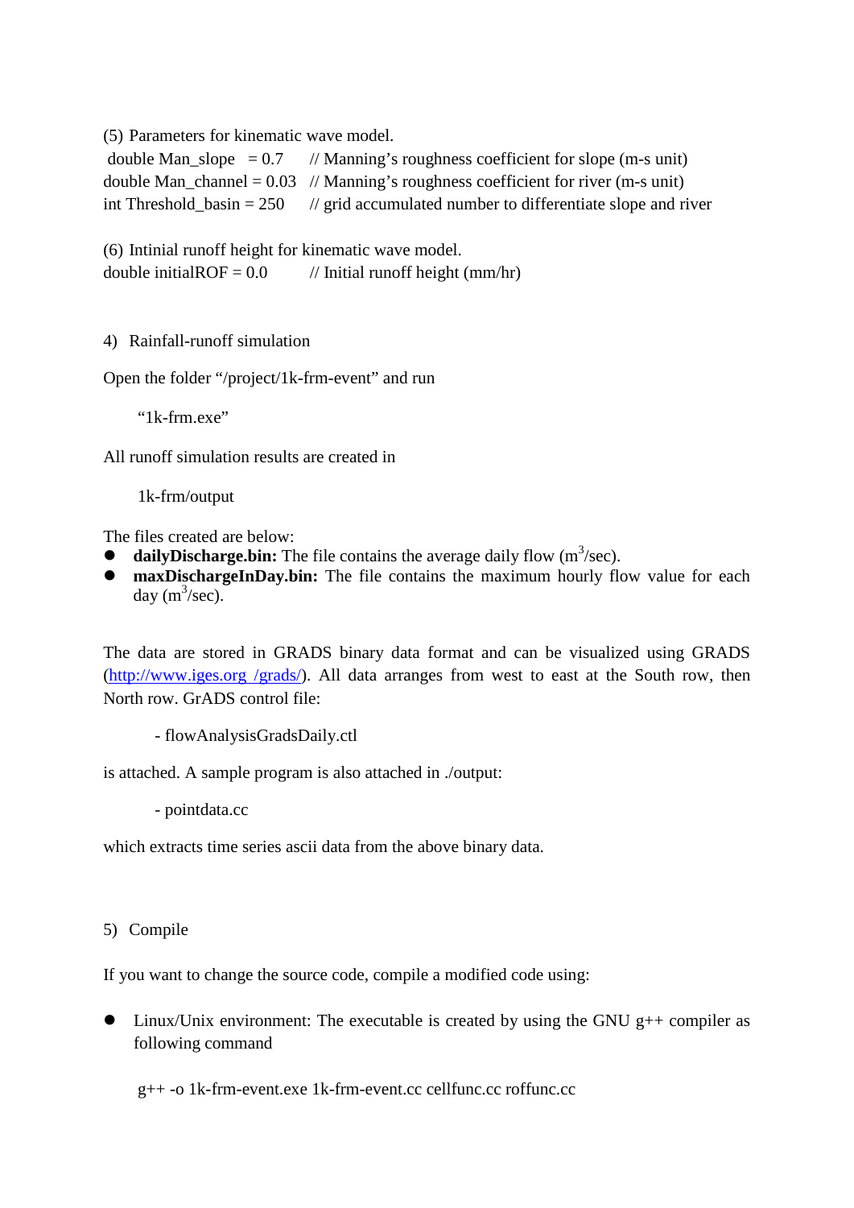(5) Parameters for kinematic wave model.

```
double Man_slope   = 0.7      // Manning's roughness coefficient for slope (m-s unit)
double Man_channel = 0.03     // Manning's roughness coefficient for river (m-s unit)
int Threshold_basin = 250     // grid accumulated number to differentiate slope and river
```

(6) Intinial runoff height for kinematic wave model.

```
double initialROF = 0.0       // Initial runoff height (mm/hr)
```

4) Rainfall-runoff simulation

Open the folder "/project/1k-frm-event" and run

"1k-frm.exe"

All runoff simulation results are created in

1k-frm/output

The files created are below:

- **dailyDischarge.bin:** The file contains the average daily flow ($m^3$/sec).
- **maxDischargeInDay.bin:** The file contains the maximum hourly flow value for each day ($m^3$/sec).

The data are stored in GRADS binary data format and can be visualized using GRADS (http://www.iges.org /grads/). All data arranges from west to east at the South row, then North row. GrADS control file:

- flowAnalysisGradsDaily.ctl

is attached. A sample program is also attached in ./output:

- pointdata.cc

which extracts time series ascii data from the above binary data.

5) Compile

If you want to change the source code, compile a modified code using:

- Linux/Unix environment: The executable is created by using the GNU g++ compiler as following command

```
g++ -o 1k-frm-event.exe 1k-frm-event.cc cellfunc.cc roffunc.cc
```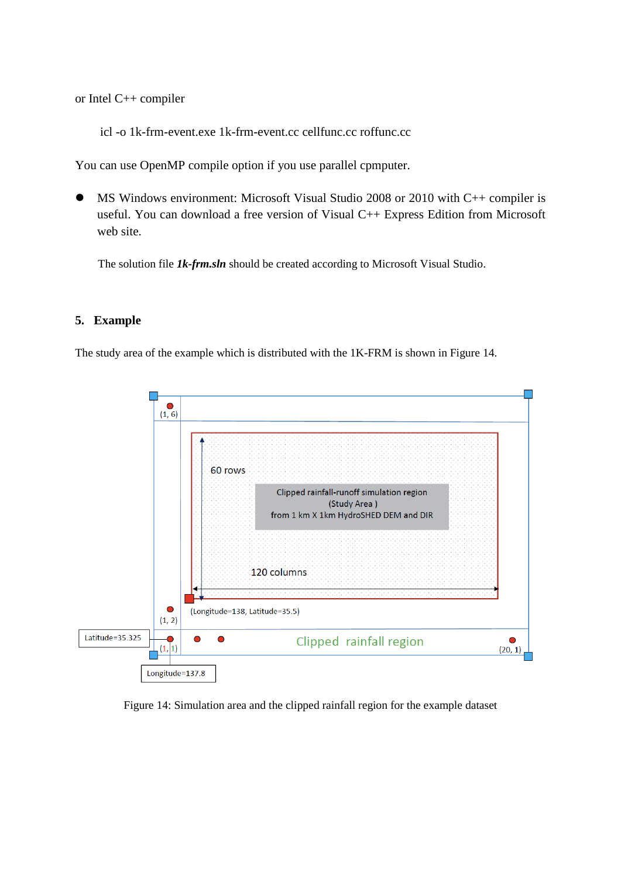or Intel C++ compiler

```
icl -o 1k-frm-event.exe 1k-frm-event.cc cellfunc.cc roffunc.cc
```

You can use OpenMP compile option if you use parallel cpmputer.

- MS Windows environment: Microsoft Visual Studio 2008 or 2010 with C++ compiler is useful. You can download a free version of Visual C++ Express Edition from Microsoft web site.

  The solution file ***1k-frm.sln*** should be created according to Microsoft Visual Studio.

## 5. Example

The study area of the example which is distributed with the 1K-FRM is shown in Figure 14.

Figure 14: Simulation area and the clipped rainfall region for the example dataset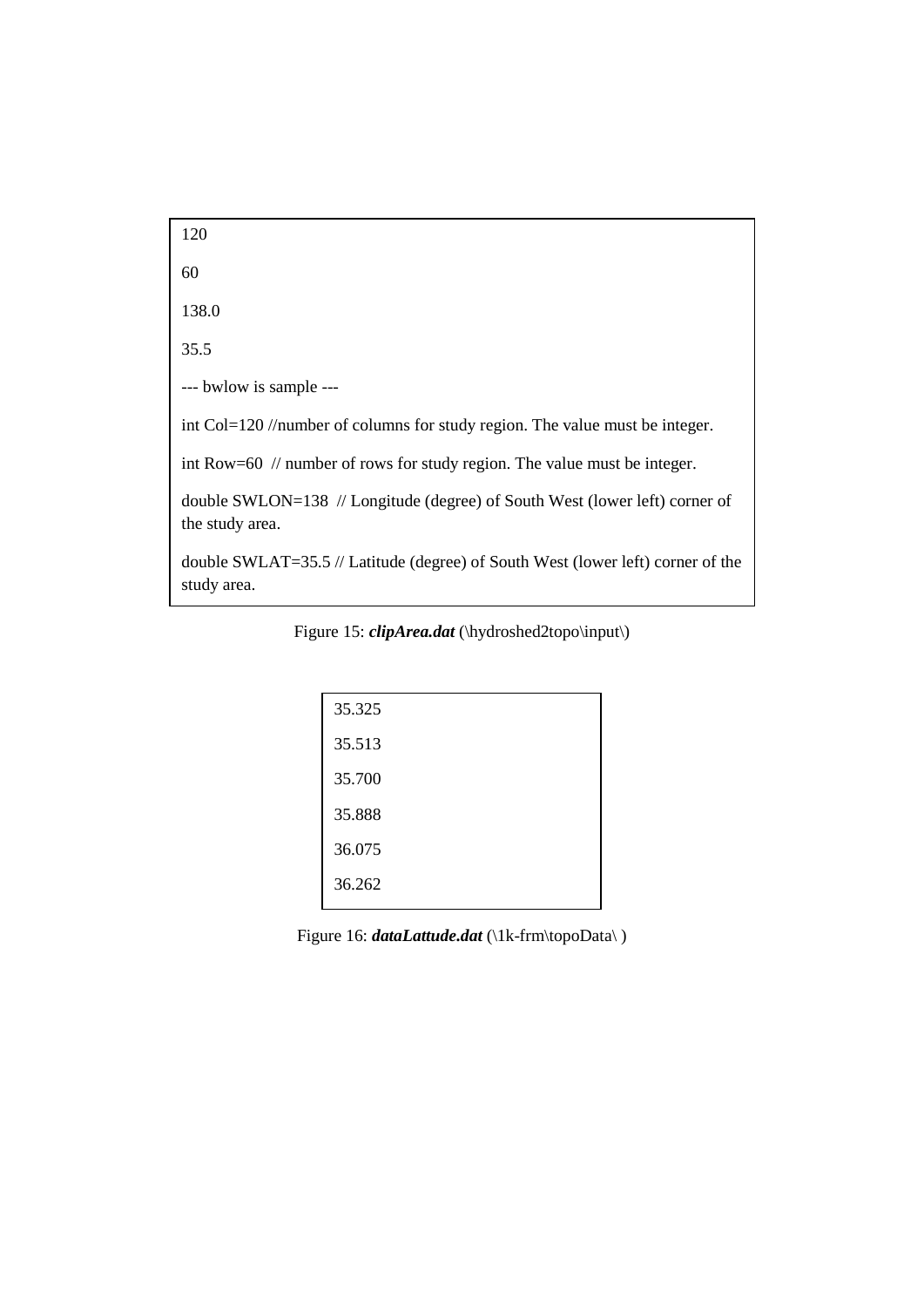```
120
60
138.0
35.5
--- bwlow is sample ---
int Col=120 //number of columns for study region. The value must be integer.
int Row=60  // number of rows for study region. The value must be integer.
double SWLON=138  // Longitude (degree) of South West (lower left) corner of the study area.
double SWLAT=35.5 // Latitude (degree) of South West (lower left) corner of the study area.
```

Figure 15: ***clipArea.dat*** (\hydroshed2topo\input\)

```
35.325
35.513
35.700
35.888
36.075
36.262
```

Figure 16: ***dataLattude.dat*** (\1k-frm\topoData\ )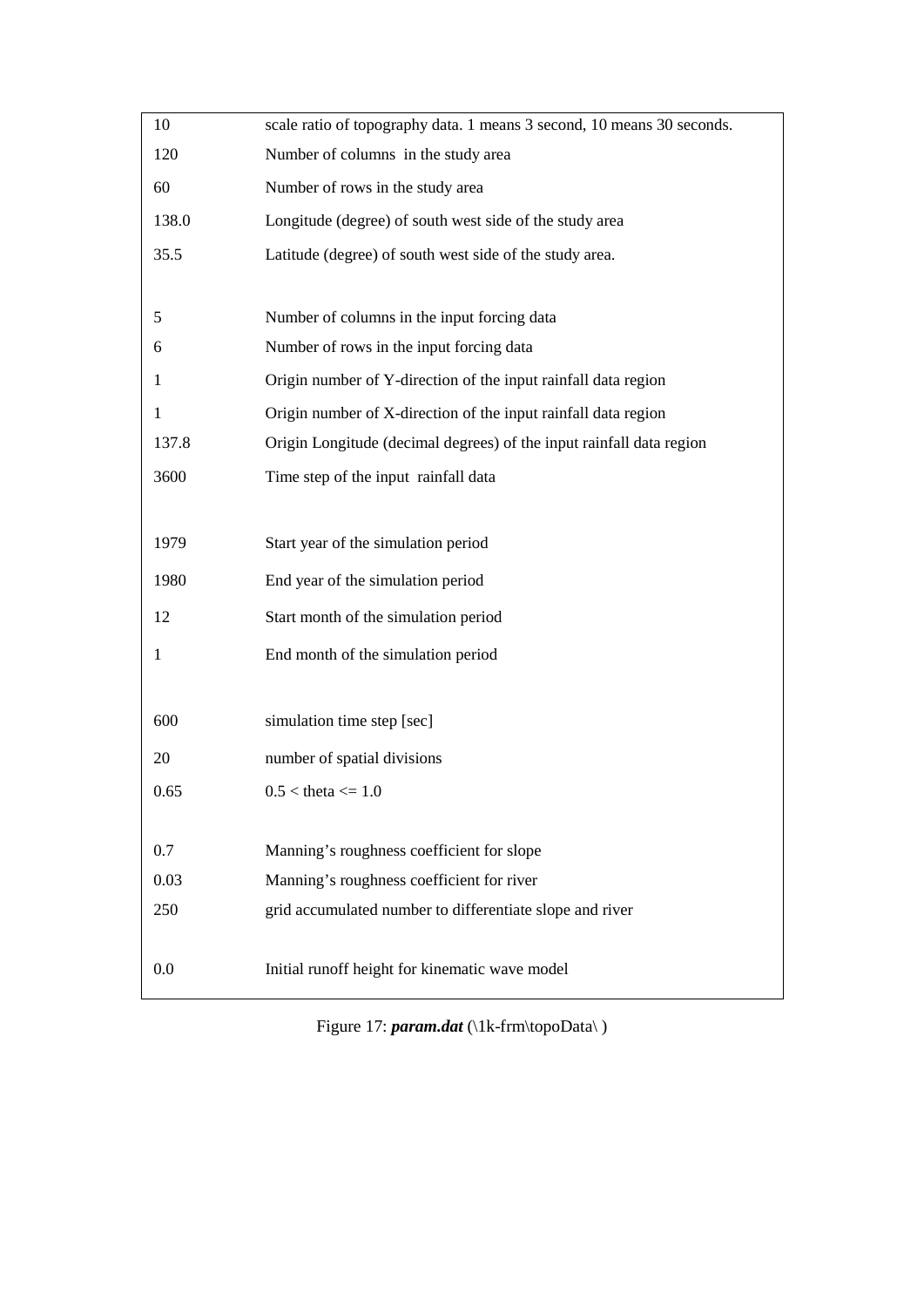| | |
|---|---|
| 10 | scale ratio of topography data. 1 means 3 second, 10 means 30 seconds. |
| 120 | Number of columns in the study area |
| 60 | Number of rows in the study area |
| 138.0 | Longitude (degree) of south west side of the study area |
| 35.5 | Latitude (degree) of south west side of the study area. |
| | |
| 5 | Number of columns in the input forcing data |
| 6 | Number of rows in the input forcing data |
| 1 | Origin number of Y-direction of the input rainfall data region |
| 1 | Origin number of X-direction of the input rainfall data region |
| 137.8 | Origin Longitude (decimal degrees) of the input rainfall data region |
| 3600 | Time step of the input rainfall data |
| | |
| 1979 | Start year of the simulation period |
| 1980 | End year of the simulation period |
| 12 | Start month of the simulation period |
| 1 | End month of the simulation period |
| | |
| 600 | simulation time step [sec] |
| 20 | number of spatial divisions |
| 0.65 | 0.5 < theta <= 1.0 |
| | |
| 0.7 | Manning's roughness coefficient for slope |
| 0.03 | Manning's roughness coefficient for river |
| 250 | grid accumulated number to differentiate slope and river |
| | |
| 0.0 | Initial runoff height for kinematic wave model |

Figure 17: ***param.dat*** (\1k-frm\topoData\ )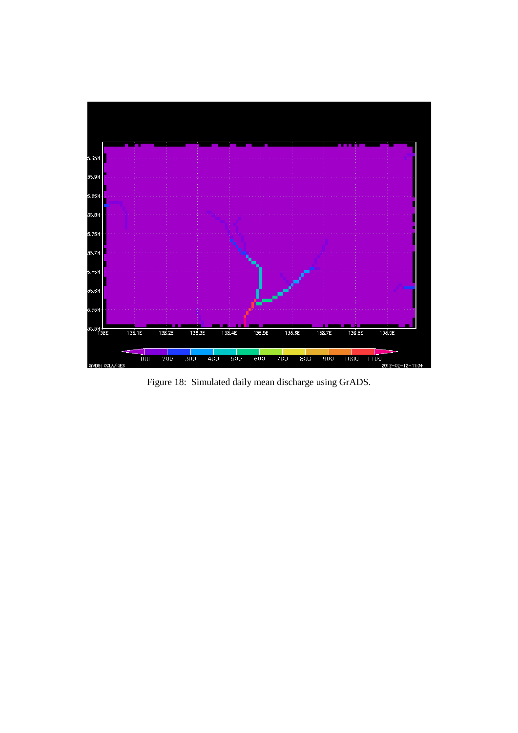5.95N
35.9N
5.85N
35.8N
5.75N
35.7N
5.65N
35.6N
5.55N
35.5N

138E 138.1E 138.2E 138.3E 138.4E 138.5E 138.6E 138.7E 138.8E 138.9E

100 200 300 400 500 600 700 800 900 1000 1100

GrADS: COLA/IGES

2012-02-12-11:34

Figure 18: Simulated daily mean discharge using GrADS.